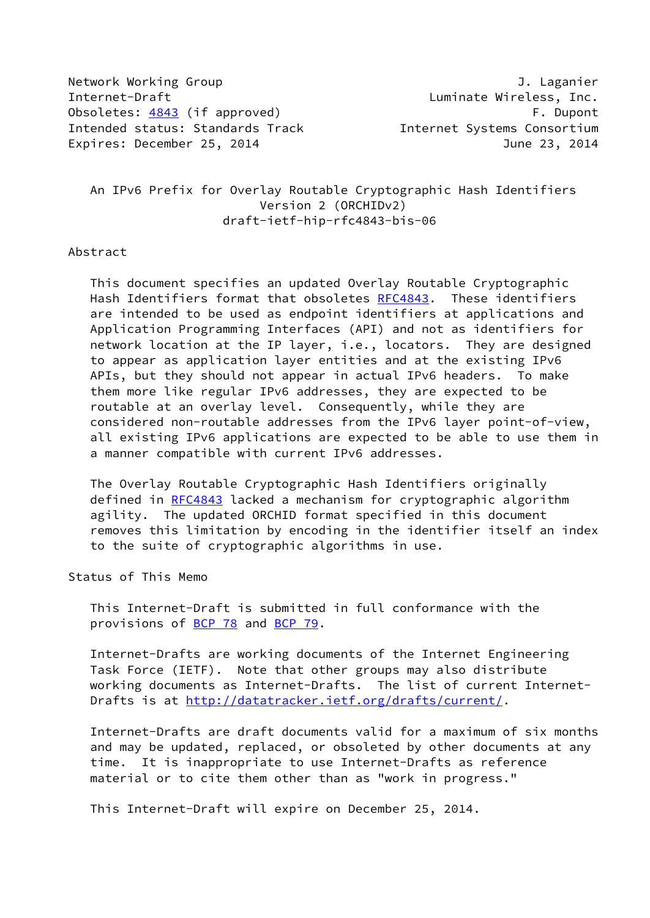Network Working Group J. Laganier
Internet-Draft Luminate Wireless, Inc.
Obsoletes: 4843 (if approved) F. Dupont
Intended status: Standards Track Internet Systems Consortium
Expires: December 25, 2014 June 23, 2014

# An IPv6 Prefix for Overlay Routable Cryptographic Hash Identifiers Version 2 (ORCHIDv2)

draft-ietf-hip-rfc4843-bis-06

## Abstract

This document specifies an updated Overlay Routable Cryptographic Hash Identifiers format that obsoletes RFC4843. These identifiers are intended to be used as endpoint identifiers at applications and Application Programming Interfaces (API) and not as identifiers for network location at the IP layer, i.e., locators. They are designed to appear as application layer entities and at the existing IPv6 APIs, but they should not appear in actual IPv6 headers. To make them more like regular IPv6 addresses, they are expected to be routable at an overlay level. Consequently, while they are considered non-routable addresses from the IPv6 layer point-of-view, all existing IPv6 applications are expected to be able to use them in a manner compatible with current IPv6 addresses.

The Overlay Routable Cryptographic Hash Identifiers originally defined in RFC4843 lacked a mechanism for cryptographic algorithm agility. The updated ORCHID format specified in this document removes this limitation by encoding in the identifier itself an index to the suite of cryptographic algorithms in use.

## Status of This Memo

This Internet-Draft is submitted in full conformance with the provisions of BCP 78 and BCP 79.

Internet-Drafts are working documents of the Internet Engineering Task Force (IETF). Note that other groups may also distribute working documents as Internet-Drafts. The list of current Internet-Drafts is at http://datatracker.ietf.org/drafts/current/.

Internet-Drafts are draft documents valid for a maximum of six months and may be updated, replaced, or obsoleted by other documents at any time. It is inappropriate to use Internet-Drafts as reference material or to cite them other than as "work in progress."

This Internet-Draft will expire on December 25, 2014.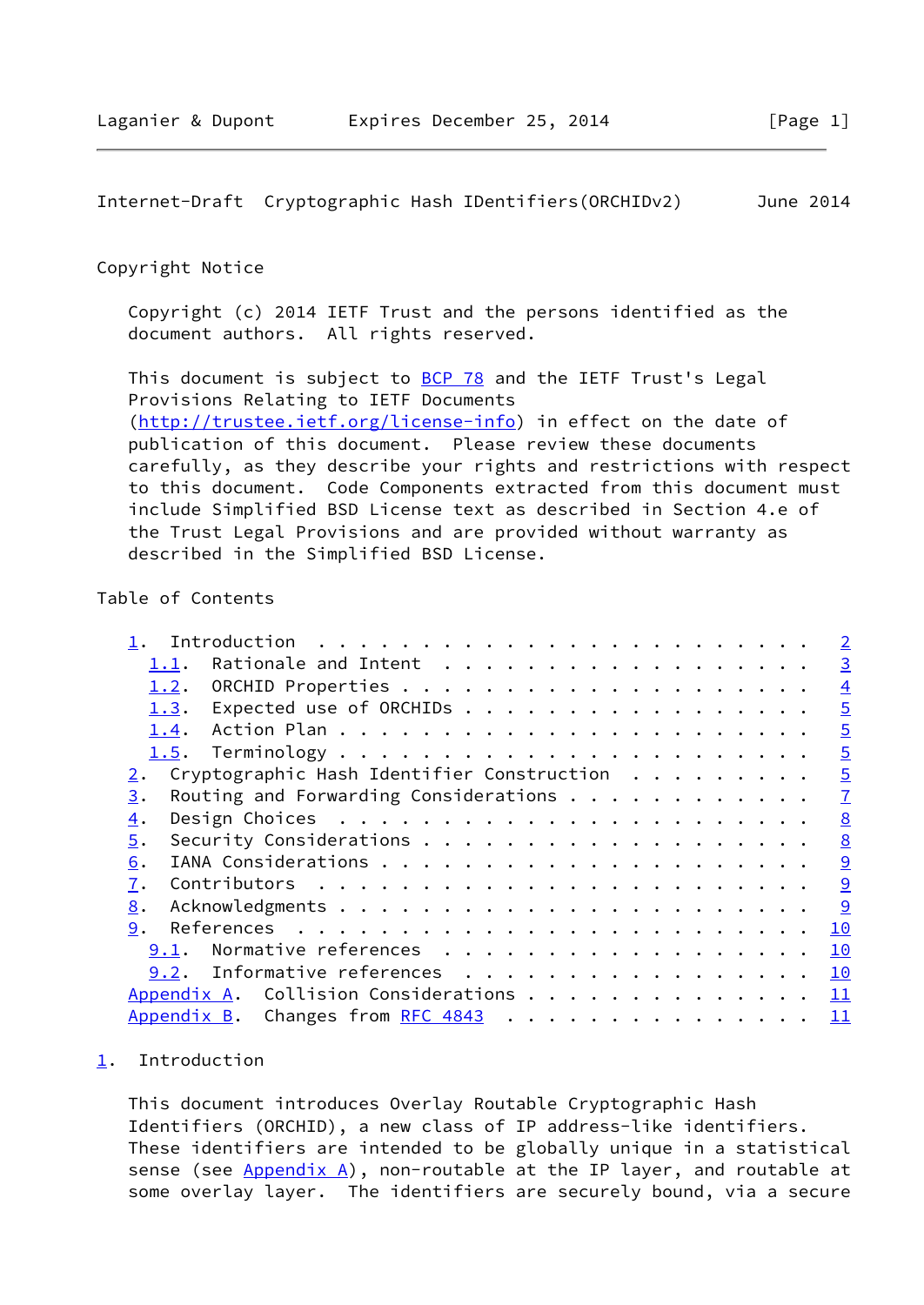## Copyright Notice

Copyright (c) 2014 IETF Trust and the persons identified as the document authors. All rights reserved.

This document is subject to BCP 78 and the IETF Trust's Legal Provisions Relating to IETF Documents (http://trustee.ietf.org/license-info) in effect on the date of publication of this document. Please review these documents carefully, as they describe your rights and restrictions with respect to this document. Code Components extracted from this document must include Simplified BSD License text as described in Section 4.e of the Trust Legal Provisions and are provided without warranty as described in the Simplified BSD License.

## Table of Contents

- 1. Introduction . . . . . . . . . . . . . . . . . . . . . . . . 2
  - 1.1. Rationale and Intent . . . . . . . . . . . . . . . . . . 3
  - 1.2. ORCHID Properties . . . . . . . . . . . . . . . . . . . 4
  - 1.3. Expected use of ORCHIDs . . . . . . . . . . . . . . . . 5
  - 1.4. Action Plan . . . . . . . . . . . . . . . . . . . . . . 5
  - 1.5. Terminology . . . . . . . . . . . . . . . . . . . . . . 5
- 2. Cryptographic Hash Identifier Construction . . . . . . . . . 5
- 3. Routing and Forwarding Considerations . . . . . . . . . . . . 7
- 4. Design Choices . . . . . . . . . . . . . . . . . . . . . . . 8
- 5. Security Considerations . . . . . . . . . . . . . . . . . . . 8
- 6. IANA Considerations . . . . . . . . . . . . . . . . . . . . . 9
- 7. Contributors . . . . . . . . . . . . . . . . . . . . . . . . 9
- 8. Acknowledgments . . . . . . . . . . . . . . . . . . . . . . . 9
- 9. References . . . . . . . . . . . . . . . . . . . . . . . . . 10
  - 9.1. Normative references . . . . . . . . . . . . . . . . . . 10
  - 9.2. Informative references . . . . . . . . . . . . . . . . . 10
- Appendix A. Collision Considerations . . . . . . . . . . . . . . 11
- Appendix B. Changes from RFC 4843 . . . . . . . . . . . . . . . 11

## 1. Introduction

This document introduces Overlay Routable Cryptographic Hash Identifiers (ORCHID), a new class of IP address-like identifiers. These identifiers are intended to be globally unique in a statistical sense (see Appendix A), non-routable at the IP layer, and routable at some overlay layer. The identifiers are securely bound, via a secure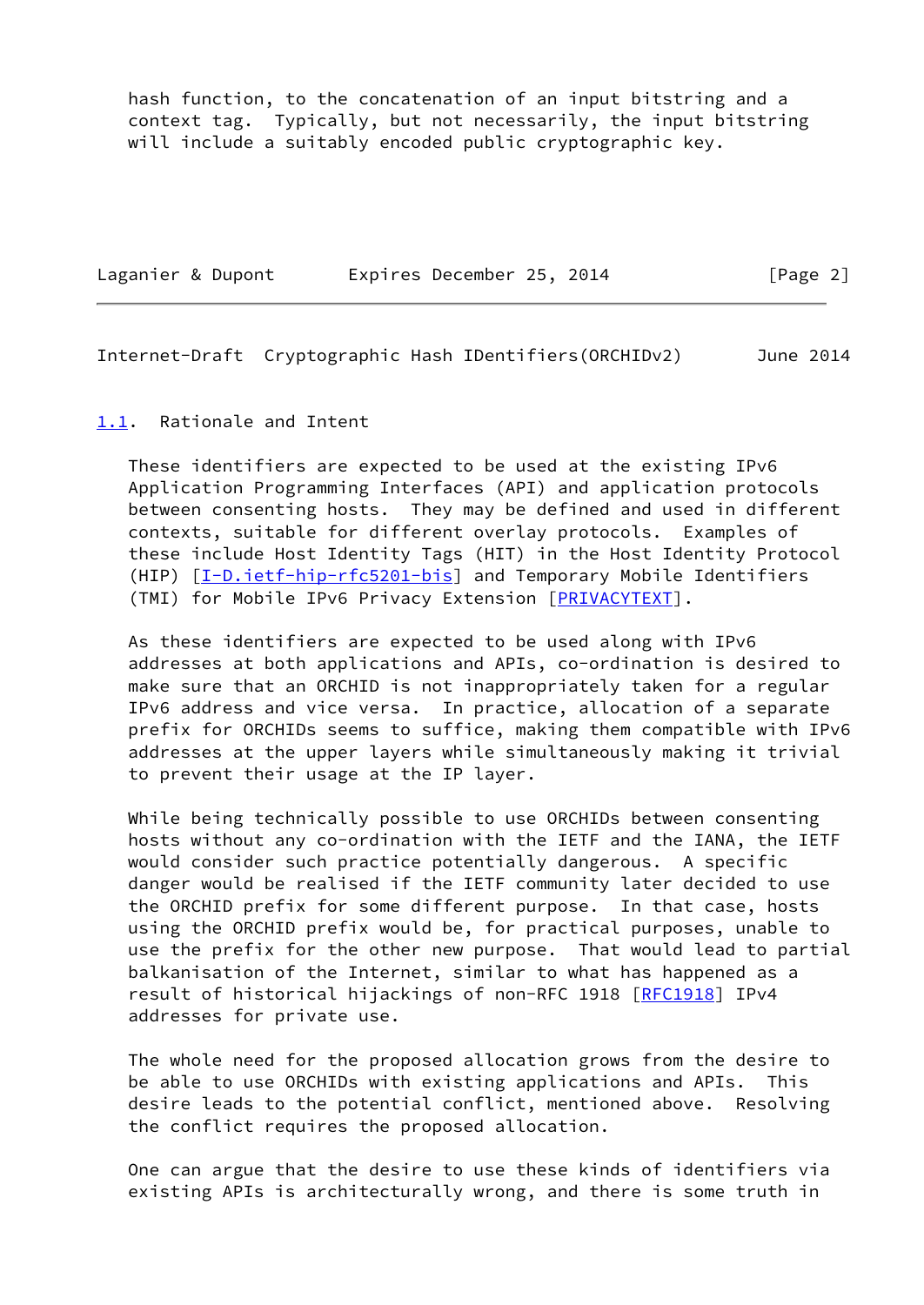hash function, to the concatenation of an input bitstring and a context tag. Typically, but not necessarily, the input bitstring will include a suitably encoded public cryptographic key.

## 1.1. Rationale and Intent

These identifiers are expected to be used at the existing IPv6 Application Programming Interfaces (API) and application protocols between consenting hosts. They may be defined and used in different contexts, suitable for different overlay protocols. Examples of these include Host Identity Tags (HIT) in the Host Identity Protocol (HIP) [I-D.ietf-hip-rfc5201-bis] and Temporary Mobile Identifiers (TMI) for Mobile IPv6 Privacy Extension [PRIVACYTEXT].

As these identifiers are expected to be used along with IPv6 addresses at both applications and APIs, co-ordination is desired to make sure that an ORCHID is not inappropriately taken for a regular IPv6 address and vice versa. In practice, allocation of a separate prefix for ORCHIDs seems to suffice, making them compatible with IPv6 addresses at the upper layers while simultaneously making it trivial to prevent their usage at the IP layer.

While being technically possible to use ORCHIDs between consenting hosts without any co-ordination with the IETF and the IANA, the IETF would consider such practice potentially dangerous. A specific danger would be realised if the IETF community later decided to use the ORCHID prefix for some different purpose. In that case, hosts using the ORCHID prefix would be, for practical purposes, unable to use the prefix for the other new purpose. That would lead to partial balkanisation of the Internet, similar to what has happened as a result of historical hijackings of non-RFC 1918 [RFC1918] IPv4 addresses for private use.

The whole need for the proposed allocation grows from the desire to be able to use ORCHIDs with existing applications and APIs. This desire leads to the potential conflict, mentioned above. Resolving the conflict requires the proposed allocation.

One can argue that the desire to use these kinds of identifiers via existing APIs is architecturally wrong, and there is some truth in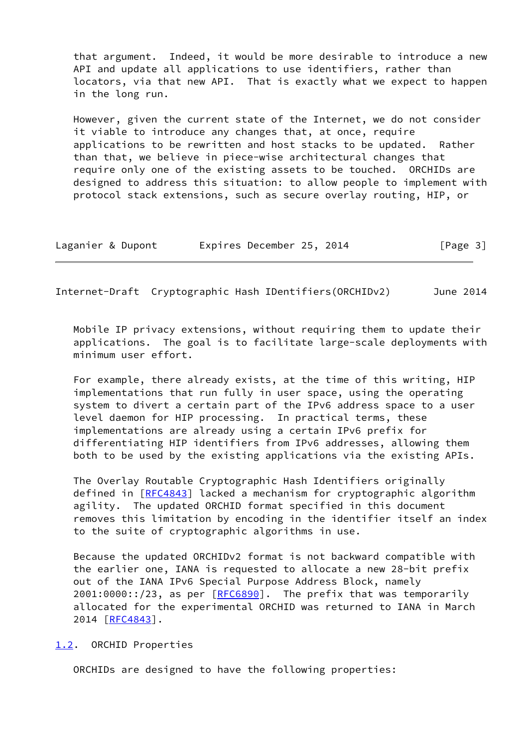that argument. Indeed, it would be more desirable to introduce a new API and update all applications to use identifiers, rather than locators, via that new API. That is exactly what we expect to happen in the long run.

However, given the current state of the Internet, we do not consider it viable to introduce any changes that, at once, require applications to be rewritten and host stacks to be updated. Rather than that, we believe in piece-wise architectural changes that require only one of the existing assets to be touched. ORCHIDs are designed to address this situation: to allow people to implement with protocol stack extensions, such as secure overlay routing, HIP, or Mobile IP privacy extensions, without requiring them to update their applications. The goal is to facilitate large-scale deployments with minimum user effort.

For example, there already exists, at the time of this writing, HIP implementations that run fully in user space, using the operating system to divert a certain part of the IPv6 address space to a user level daemon for HIP processing. In practical terms, these implementations are already using a certain IPv6 prefix for differentiating HIP identifiers from IPv6 addresses, allowing them both to be used by the existing applications via the existing APIs.

The Overlay Routable Cryptographic Hash Identifiers originally defined in [RFC4843] lacked a mechanism for cryptographic algorithm agility. The updated ORCHID format specified in this document removes this limitation by encoding in the identifier itself an index to the suite of cryptographic algorithms in use.

Because the updated ORCHIDv2 format is not backward compatible with the earlier one, IANA is requested to allocate a new 28-bit prefix out of the IANA IPv6 Special Purpose Address Block, namely 2001:0000::/23, as per [RFC6890]. The prefix that was temporarily allocated for the experimental ORCHID was returned to IANA in March 2014 [RFC4843].

## 1.2. ORCHID Properties

ORCHIDs are designed to have the following properties: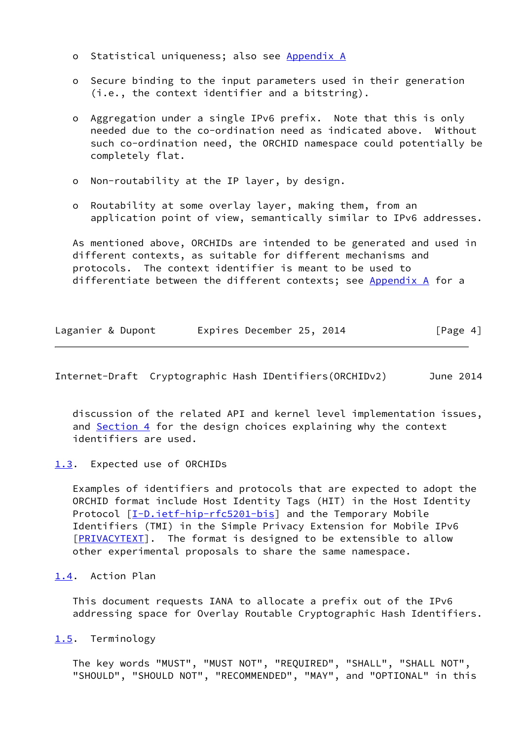- Statistical uniqueness; also see Appendix A

- Secure binding to the input parameters used in their generation (i.e., the context identifier and a bitstring).

- Aggregation under a single IPv6 prefix. Note that this is only needed due to the co-ordination need as indicated above. Without such co-ordination need, the ORCHID namespace could potentially be completely flat.

- Non-routability at the IP layer, by design.

- Routability at some overlay layer, making them, from an application point of view, semantically similar to IPv6 addresses.

As mentioned above, ORCHIDs are intended to be generated and used in different contexts, as suitable for different mechanisms and protocols. The context identifier is meant to be used to differentiate between the different contexts; see Appendix A for a discussion of the related API and kernel level implementation issues, and Section 4 for the design choices explaining why the context identifiers are used.

### 1.3. Expected use of ORCHIDs

Examples of identifiers and protocols that are expected to adopt the ORCHID format include Host Identity Tags (HIT) in the Host Identity Protocol [I-D.ietf-hip-rfc5201-bis] and the Temporary Mobile Identifiers (TMI) in the Simple Privacy Extension for Mobile IPv6 [PRIVACYTEXT]. The format is designed to be extensible to allow other experimental proposals to share the same namespace.

### 1.4. Action Plan

This document requests IANA to allocate a prefix out of the IPv6 addressing space for Overlay Routable Cryptographic Hash Identifiers.

### 1.5. Terminology

The key words "MUST", "MUST NOT", "REQUIRED", "SHALL", "SHALL NOT", "SHOULD", "SHOULD NOT", "RECOMMENDED", "MAY", and "OPTIONAL" in this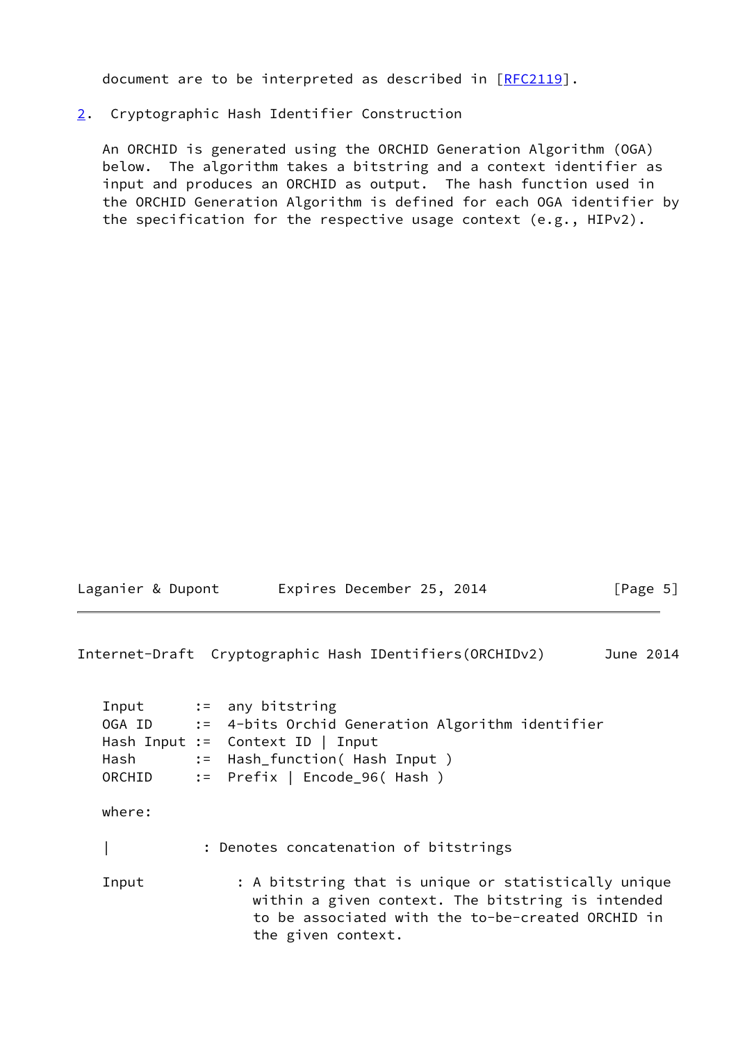document are to be interpreted as described in [RFC2119].

## 2. Cryptographic Hash Identifier Construction

An ORCHID is generated using the ORCHID Generation Algorithm (OGA) below. The algorithm takes a bitstring and a context identifier as input and produces an ORCHID as output. The hash function used in the ORCHID Generation Algorithm is defined for each OGA identifier by the specification for the respective usage context (e.g., HIPv2).

```
Input      :=  any bitstring
OGA ID     :=  4-bits Orchid Generation Algorithm identifier
Hash Input :=  Context ID | Input
Hash       :=  Hash_function( Hash Input )
ORCHID     :=  Prefix | Encode_96( Hash )
```

where:

```
|            : Denotes concatenation of bitstrings

Input            : A bitstring that is unique or statistically unique
                   within a given context. The bitstring is intended
                   to be associated with the to-be-created ORCHID in
                   the given context.
```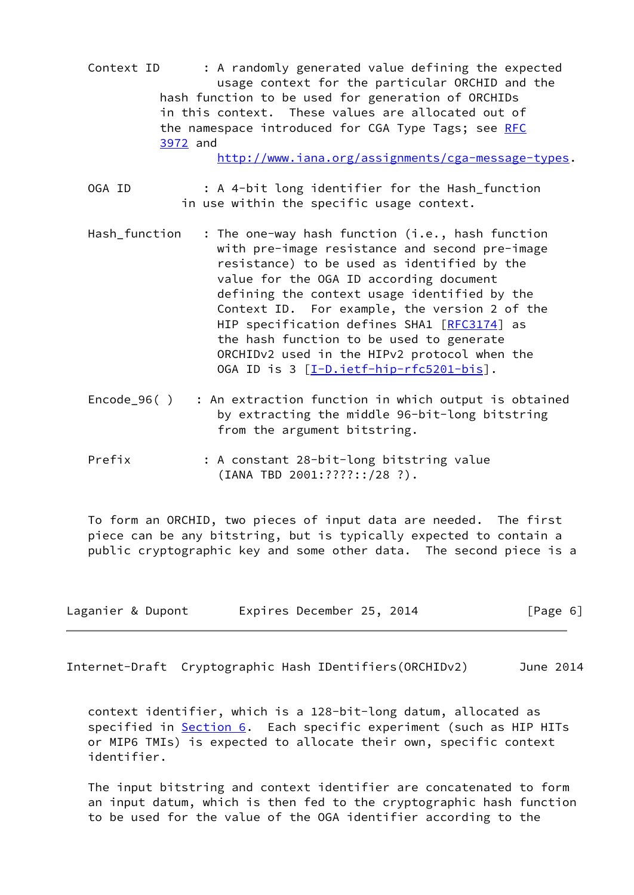Context ID : A randomly generated value defining the expected usage context for the particular ORCHID and the hash function to be used for generation of ORCHIDs in this context. These values are allocated out of the namespace introduced for CGA Type Tags; see RFC 3972 and http://www.iana.org/assignments/cga-message-types.

OGA ID : A 4-bit long identifier for the Hash_function in use within the specific usage context.

Hash_function : The one-way hash function (i.e., hash function with pre-image resistance and second pre-image resistance) to be used as identified by the value for the OGA ID according document defining the context usage identified by the Context ID. For example, the version 2 of the HIP specification defines SHA1 [RFC3174] as the hash function to be used to generate ORCHIDv2 used in the HIPv2 protocol when the OGA ID is 3 [I-D.ietf-hip-rfc5201-bis].

Encode_96( ) : An extraction function in which output is obtained by extracting the middle 96-bit-long bitstring from the argument bitstring.

Prefix : A constant 28-bit-long bitstring value (IANA TBD 2001:????::/28 ?).

To form an ORCHID, two pieces of input data are needed. The first piece can be any bitstring, but is typically expected to contain a public cryptographic key and some other data. The second piece is a context identifier, which is a 128-bit-long datum, allocated as specified in Section 6. Each specific experiment (such as HIP HITs or MIP6 TMIs) is expected to allocate their own, specific context identifier.

The input bitstring and context identifier are concatenated to form an input datum, which is then fed to the cryptographic hash function to be used for the value of the OGA identifier according to the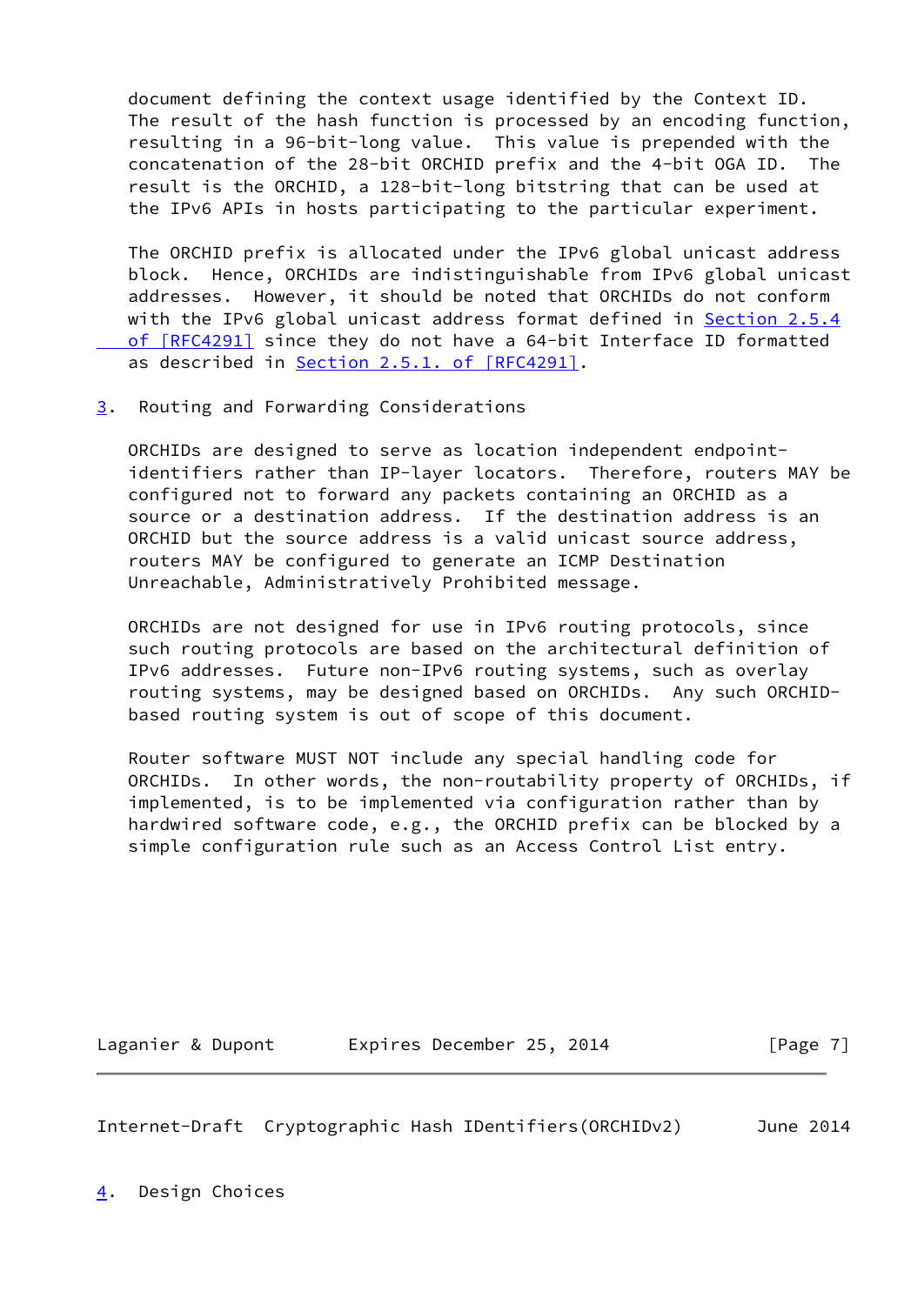document defining the context usage identified by the Context ID. The result of the hash function is processed by an encoding function, resulting in a 96-bit-long value. This value is prepended with the concatenation of the 28-bit ORCHID prefix and the 4-bit OGA ID. The result is the ORCHID, a 128-bit-long bitstring that can be used at the IPv6 APIs in hosts participating to the particular experiment.

The ORCHID prefix is allocated under the IPv6 global unicast address block. Hence, ORCHIDs are indistinguishable from IPv6 global unicast addresses. However, it should be noted that ORCHIDs do not conform with the IPv6 global unicast address format defined in Section 2.5.4 of [RFC4291] since they do not have a 64-bit Interface ID formatted as described in Section 2.5.1. of [RFC4291].

## 3. Routing and Forwarding Considerations

ORCHIDs are designed to serve as location independent endpoint-identifiers rather than IP-layer locators. Therefore, routers MAY be configured not to forward any packets containing an ORCHID as a source or a destination address. If the destination address is an ORCHID but the source address is a valid unicast source address, routers MAY be configured to generate an ICMP Destination Unreachable, Administratively Prohibited message.

ORCHIDs are not designed for use in IPv6 routing protocols, since such routing protocols are based on the architectural definition of IPv6 addresses. Future non-IPv6 routing systems, such as overlay routing systems, may be designed based on ORCHIDs. Any such ORCHID-based routing system is out of scope of this document.

Router software MUST NOT include any special handling code for ORCHIDs. In other words, the non-routability property of ORCHIDs, if implemented, is to be implemented via configuration rather than by hardwired software code, e.g., the ORCHID prefix can be blocked by a simple configuration rule such as an Access Control List entry.

## 4. Design Choices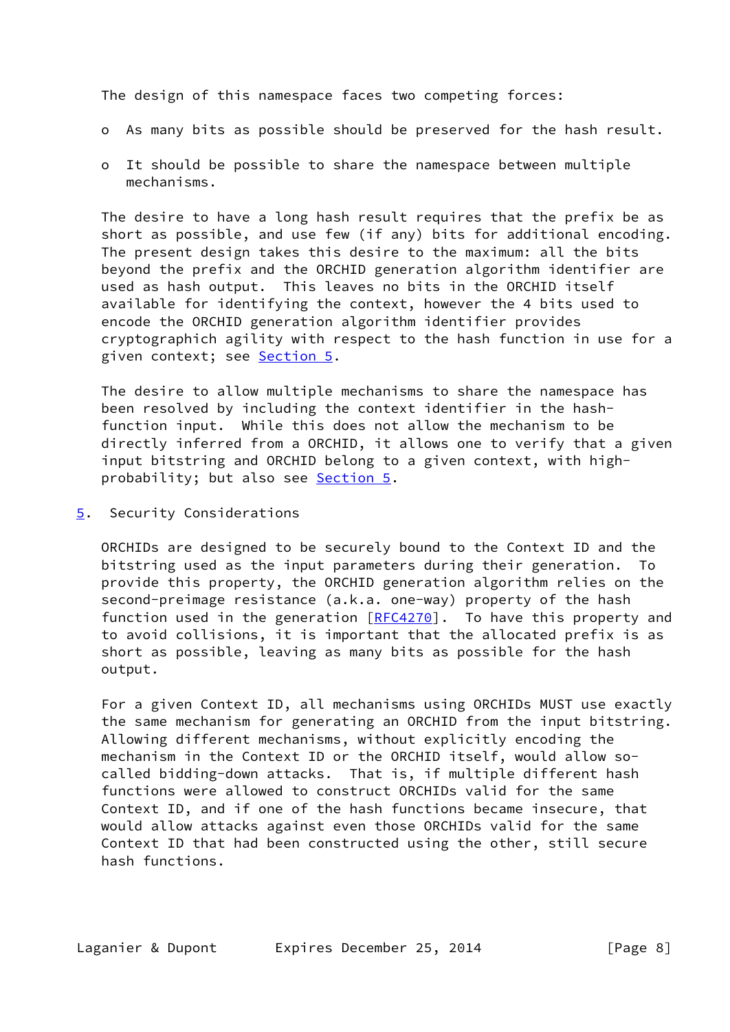The design of this namespace faces two competing forces:

- As many bits as possible should be preserved for the hash result.

- It should be possible to share the namespace between multiple mechanisms.

The desire to have a long hash result requires that the prefix be as short as possible, and use few (if any) bits for additional encoding. The present design takes this desire to the maximum: all the bits beyond the prefix and the ORCHID generation algorithm identifier are used as hash output. This leaves no bits in the ORCHID itself available for identifying the context, however the 4 bits used to encode the ORCHID generation algorithm identifier provides cryptographich agility with respect to the hash function in use for a given context; see Section 5.

The desire to allow multiple mechanisms to share the namespace has been resolved by including the context identifier in the hash-function input. While this does not allow the mechanism to be directly inferred from a ORCHID, it allows one to verify that a given input bitstring and ORCHID belong to a given context, with high-probability; but also see Section 5.

## 5. Security Considerations

ORCHIDs are designed to be securely bound to the Context ID and the bitstring used as the input parameters during their generation. To provide this property, the ORCHID generation algorithm relies on the second-preimage resistance (a.k.a. one-way) property of the hash function used in the generation [RFC4270]. To have this property and to avoid collisions, it is important that the allocated prefix is as short as possible, leaving as many bits as possible for the hash output.

For a given Context ID, all mechanisms using ORCHIDs MUST use exactly the same mechanism for generating an ORCHID from the input bitstring. Allowing different mechanisms, without explicitly encoding the mechanism in the Context ID or the ORCHID itself, would allow so-called bidding-down attacks. That is, if multiple different hash functions were allowed to construct ORCHIDs valid for the same Context ID, and if one of the hash functions became insecure, that would allow attacks against even those ORCHIDs valid for the same Context ID that had been constructed using the other, still secure hash functions.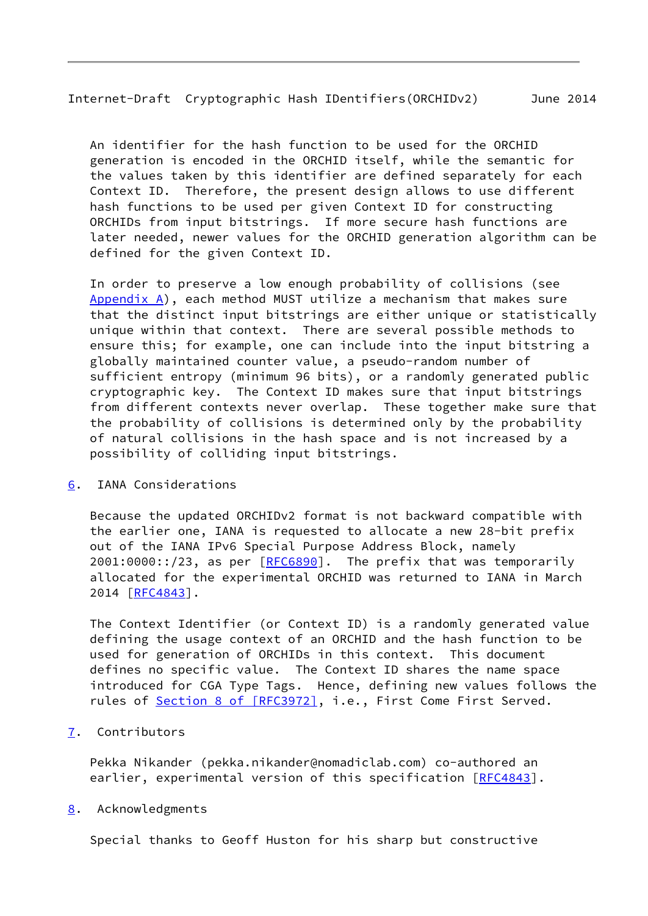An identifier for the hash function to be used for the ORCHID generation is encoded in the ORCHID itself, while the semantic for the values taken by this identifier are defined separately for each Context ID. Therefore, the present design allows to use different hash functions to be used per given Context ID for constructing ORCHIDs from input bitstrings. If more secure hash functions are later needed, newer values for the ORCHID generation algorithm can be defined for the given Context ID.

In order to preserve a low enough probability of collisions (see Appendix A), each method MUST utilize a mechanism that makes sure that the distinct input bitstrings are either unique or statistically unique within that context. There are several possible methods to ensure this; for example, one can include into the input bitstring a globally maintained counter value, a pseudo-random number of sufficient entropy (minimum 96 bits), or a randomly generated public cryptographic key. The Context ID makes sure that input bitstrings from different contexts never overlap. These together make sure that the probability of collisions is determined only by the probability of natural collisions in the hash space and is not increased by a possibility of colliding input bitstrings.

## 6. IANA Considerations

Because the updated ORCHIDv2 format is not backward compatible with the earlier one, IANA is requested to allocate a new 28-bit prefix out of the IANA IPv6 Special Purpose Address Block, namely 2001:0000::/23, as per [RFC6890]. The prefix that was temporarily allocated for the experimental ORCHID was returned to IANA in March 2014 [RFC4843].

The Context Identifier (or Context ID) is a randomly generated value defining the usage context of an ORCHID and the hash function to be used for generation of ORCHIDs in this context. This document defines no specific value. The Context ID shares the name space introduced for CGA Type Tags. Hence, defining new values follows the rules of Section 8 of [RFC3972], i.e., First Come First Served.

## 7. Contributors

Pekka Nikander (pekka.nikander@nomadiclab.com) co-authored an earlier, experimental version of this specification [RFC4843].

## 8. Acknowledgments

Special thanks to Geoff Huston for his sharp but constructive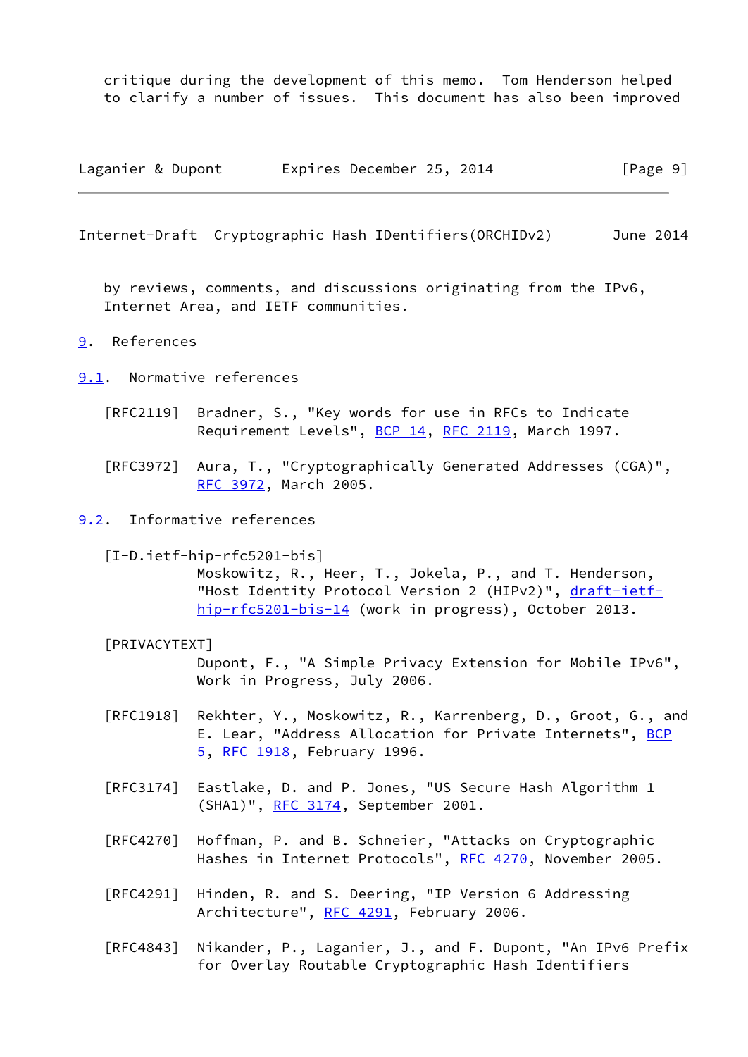critique during the development of this memo. Tom Henderson helped to clarify a number of issues. This document has also been improved by reviews, comments, and discussions originating from the IPv6, Internet Area, and IETF communities.

# 9. References

## 9.1. Normative references

[RFC2119] Bradner, S., "Key words for use in RFCs to Indicate Requirement Levels", BCP 14, RFC 2119, March 1997.

[RFC3972] Aura, T., "Cryptographically Generated Addresses (CGA)", RFC 3972, March 2005.

## 9.2. Informative references

[I-D.ietf-hip-rfc5201-bis] Moskowitz, R., Heer, T., Jokela, P., and T. Henderson, "Host Identity Protocol Version 2 (HIPv2)", draft-ietf-hip-rfc5201-bis-14 (work in progress), October 2013.

[PRIVACYTEXT] Dupont, F., "A Simple Privacy Extension for Mobile IPv6", Work in Progress, July 2006.

[RFC1918] Rekhter, Y., Moskowitz, R., Karrenberg, D., Groot, G., and E. Lear, "Address Allocation for Private Internets", BCP 5, RFC 1918, February 1996.

[RFC3174] Eastlake, D. and P. Jones, "US Secure Hash Algorithm 1 (SHA1)", RFC 3174, September 2001.

[RFC4270] Hoffman, P. and B. Schneier, "Attacks on Cryptographic Hashes in Internet Protocols", RFC 4270, November 2005.

[RFC4291] Hinden, R. and S. Deering, "IP Version 6 Addressing Architecture", RFC 4291, February 2006.

[RFC4843] Nikander, P., Laganier, J., and F. Dupont, "An IPv6 Prefix for Overlay Routable Cryptographic Hash Identifiers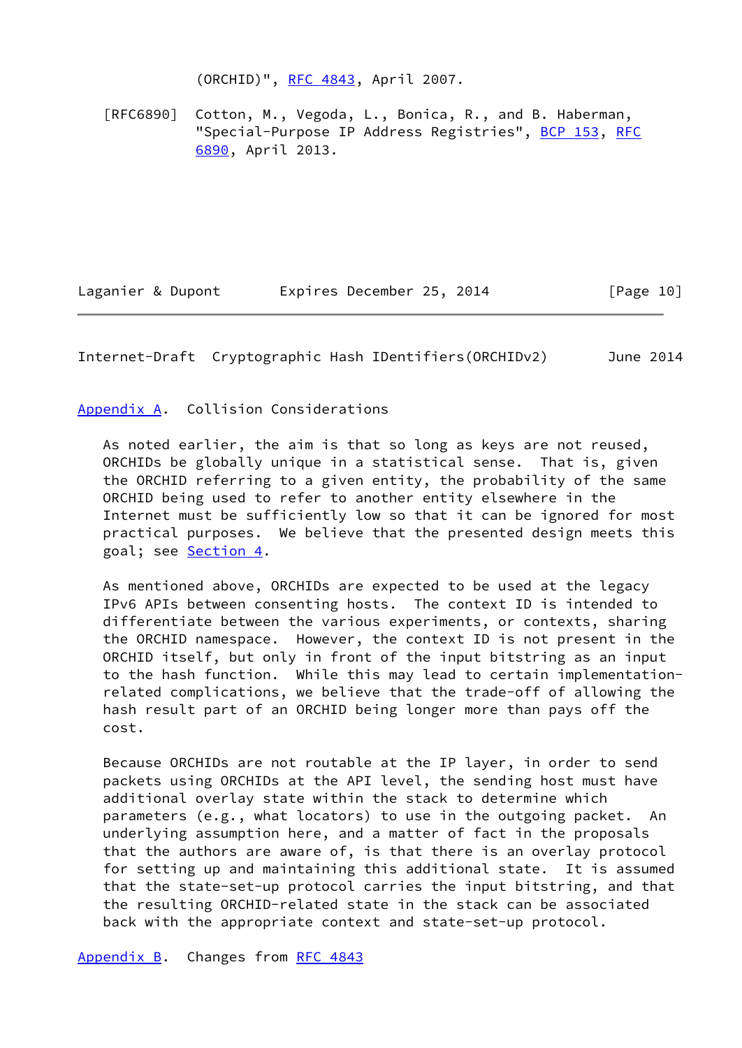(ORCHID)", RFC 4843, April 2007.

[RFC6890] Cotton, M., Vegoda, L., Bonica, R., and B. Haberman, "Special-Purpose IP Address Registries", BCP 153, RFC 6890, April 2013.

## Appendix A. Collision Considerations

As noted earlier, the aim is that so long as keys are not reused, ORCHIDs be globally unique in a statistical sense. That is, given the ORCHID referring to a given entity, the probability of the same ORCHID being used to refer to another entity elsewhere in the Internet must be sufficiently low so that it can be ignored for most practical purposes. We believe that the presented design meets this goal; see Section 4.

As mentioned above, ORCHIDs are expected to be used at the legacy IPv6 APIs between consenting hosts. The context ID is intended to differentiate between the various experiments, or contexts, sharing the ORCHID namespace. However, the context ID is not present in the ORCHID itself, but only in front of the input bitstring as an input to the hash function. While this may lead to certain implementation-related complications, we believe that the trade-off of allowing the hash result part of an ORCHID being longer more than pays off the cost.

Because ORCHIDs are not routable at the IP layer, in order to send packets using ORCHIDs at the API level, the sending host must have additional overlay state within the stack to determine which parameters (e.g., what locators) to use in the outgoing packet. An underlying assumption here, and a matter of fact in the proposals that the authors are aware of, is that there is an overlay protocol for setting up and maintaining this additional state. It is assumed that the state-set-up protocol carries the input bitstring, and that the resulting ORCHID-related state in the stack can be associated back with the appropriate context and state-set-up protocol.

## Appendix B. Changes from RFC 4843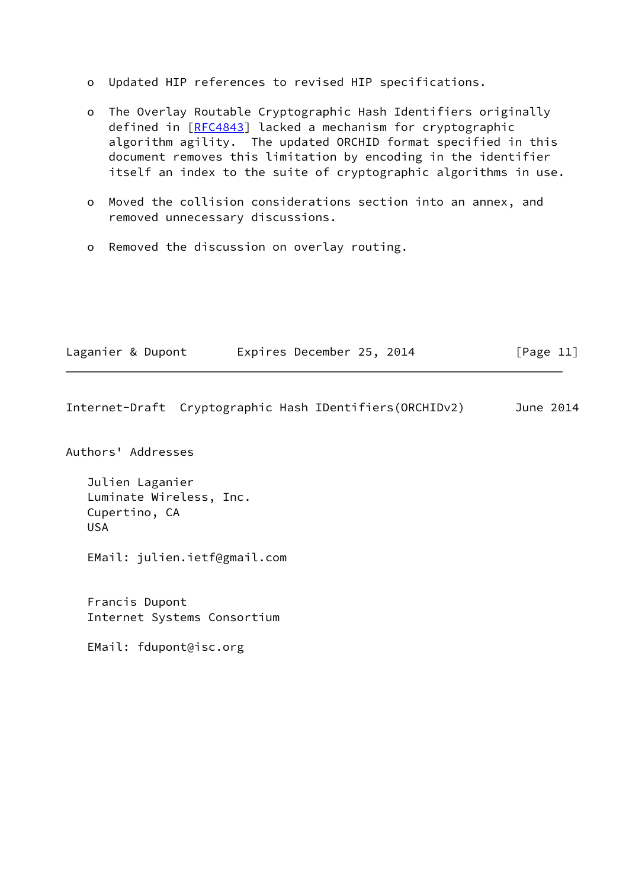- Updated HIP references to revised HIP specifications.

- The Overlay Routable Cryptographic Hash Identifiers originally defined in [RFC4843] lacked a mechanism for cryptographic algorithm agility. The updated ORCHID format specified in this document removes this limitation by encoding in the identifier itself an index to the suite of cryptographic algorithms in use.

- Moved the collision considerations section into an annex, and removed unnecessary discussions.

- Removed the discussion on overlay routing.

## Authors' Addresses

Julien Laganier
Luminate Wireless, Inc.
Cupertino, CA
USA

EMail: julien.ietf@gmail.com

Francis Dupont
Internet Systems Consortium

EMail: fdupont@isc.org